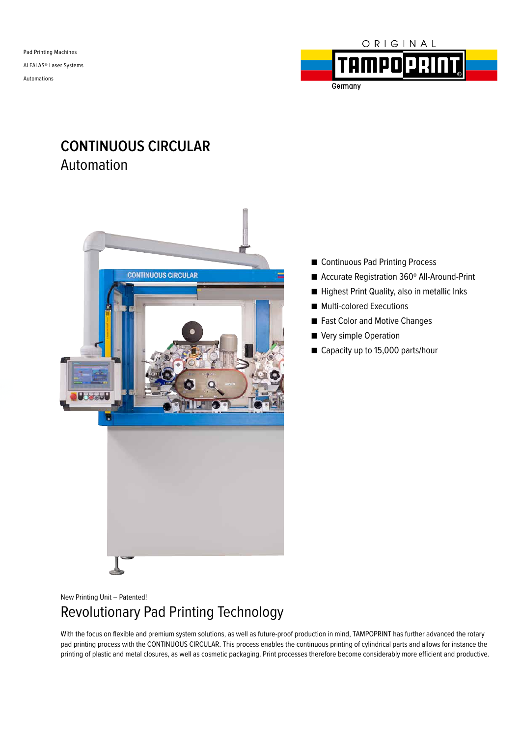Pad Printing Machines

ALFALAS® Laser Systems

Automations

ORIGINAL TAMPOPRINT Germany

# CONTINUOUS CIRCULAR
## Automation

- Continuous Pad Printing Process
- Accurate Registration 360° All-Around-Print
- Highest Print Quality, also in metallic Inks
- Multi-colored Executions
- Fast Color and Motive Changes
- Very simple Operation
- Capacity up to 15,000 parts/hour

New Printing Unit – Patented!

## Revolutionary Pad Printing Technology

With the focus on flexible and premium system solutions, as well as future-proof production in mind, TAMPOPRINT has further advanced the rotary pad printing process with the CONTINUOUS CIRCULAR. This process enables the continuous printing of cylindrical parts and allows for instance the printing of plastic and metal closures, as well as cosmetic packaging. Print processes therefore become considerably more efficient and productive.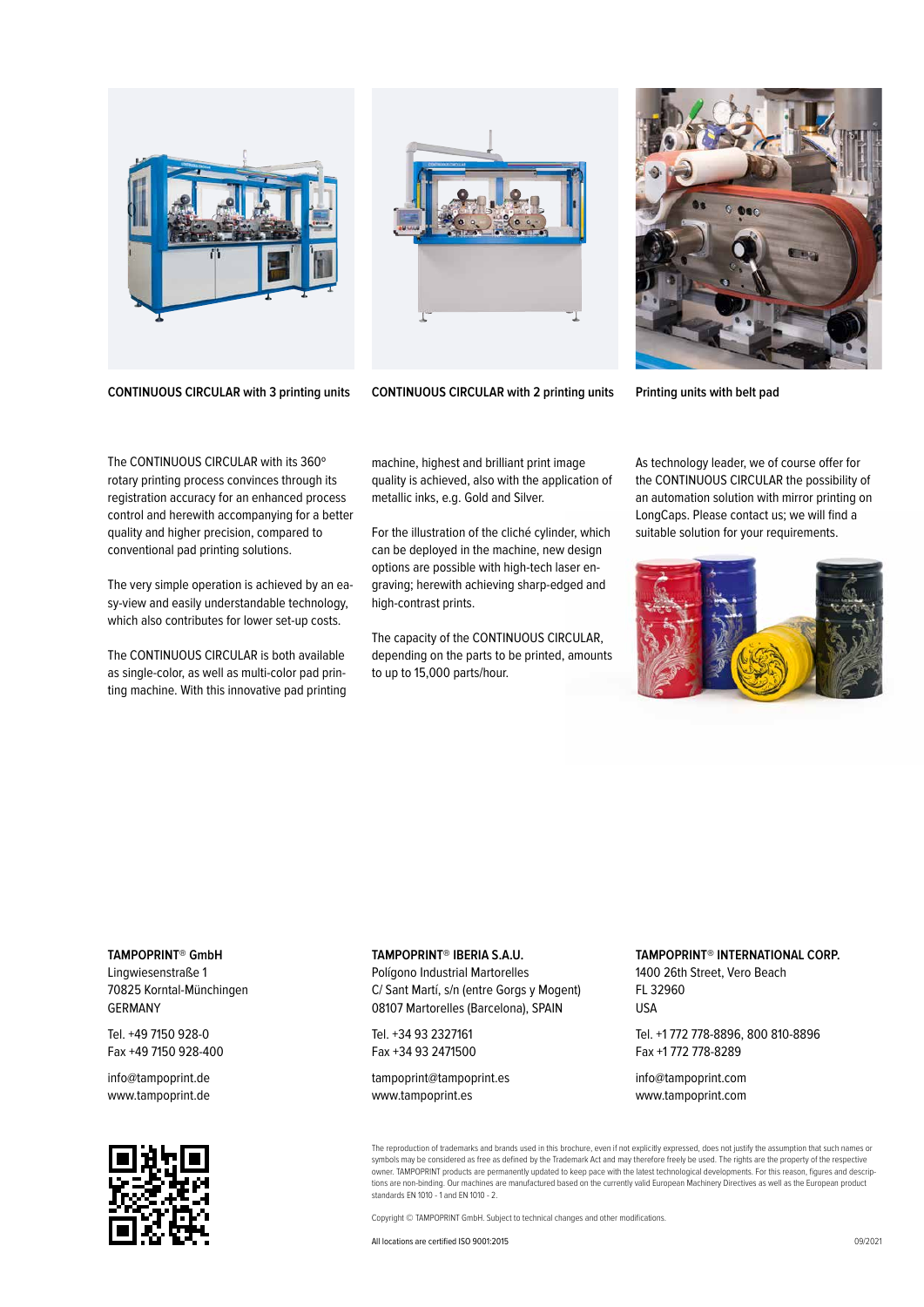CONTINUOUS CIRCULAR with 3 printing units

CONTINUOUS CIRCULAR with 2 printing units

Printing units with belt pad

The CONTINUOUS CIRCULAR with its 360° rotary printing process convinces through its registration accuracy for an enhanced process control and herewith accompanying for a better quality and higher precision, compared to conventional pad printing solutions.

The very simple operation is achieved by an easy-view and easily understandable technology, which also contributes for lower set-up costs.

The CONTINUOUS CIRCULAR is both available as single-color, as well as multi-color pad printing machine. With this innovative pad printing machine, highest and brilliant print image quality is achieved, also with the application of metallic inks, e.g. Gold and Silver.

For the illustration of the cliché cylinder, which can be deployed in the machine, new design options are possible with high-tech laser engraving; herewith achieving sharp-edged and high-contrast prints.

The capacity of the CONTINUOUS CIRCULAR, depending on the parts to be printed, amounts to up to 15,000 parts/hour.

As technology leader, we of course offer for the CONTINUOUS CIRCULAR the possibility of an automation solution with mirror printing on LongCaps. Please contact us; we will find a suitable solution for your requirements.

**TAMPOPRINT® GmbH**
Lingwiesenstraße 1
70825 Korntal-Münchingen
GERMANY

Tel. +49 7150 928-0
Fax +49 7150 928-400

info@tampoprint.de
www.tampoprint.de

**TAMPOPRINT® IBERIA S.A.U.**
Polígono Industrial Martorelles
C/ Sant Martí, s/n (entre Gorgs y Mogent)
08107 Martorelles (Barcelona), SPAIN

Tel. +34 93 2327161
Fax +34 93 2471500

tampoprint@tampoprint.es
www.tampoprint.es

**TAMPOPRINT® INTERNATIONAL CORP.**
1400 26th Street, Vero Beach
FL 32960
USA

Tel. +1 772 778-8896, 800 810-8896
Fax +1 772 778-8289

info@tampoprint.com
www.tampoprint.com

The reproduction of trademarks and brands used in this brochure, even if not explicitly expressed, does not justify the assumption that such names or symbols may be considered as free as defined by the Trademark Act and may therefore freely be used. The rights are the property of the respective owner. TAMPOPRINT products are permanently updated to keep pace with the latest technological developments. For this reason, figures and descriptions are non-binding. Our machines are manufactured based on the currently valid European Machinery Directives as well as the European product standards EN 1010 - 1 and EN 1010 - 2.

Copyright © TAMPOPRINT GmbH. Subject to technical changes and other modifications.

All locations are certified ISO 9001:2015

09/2021